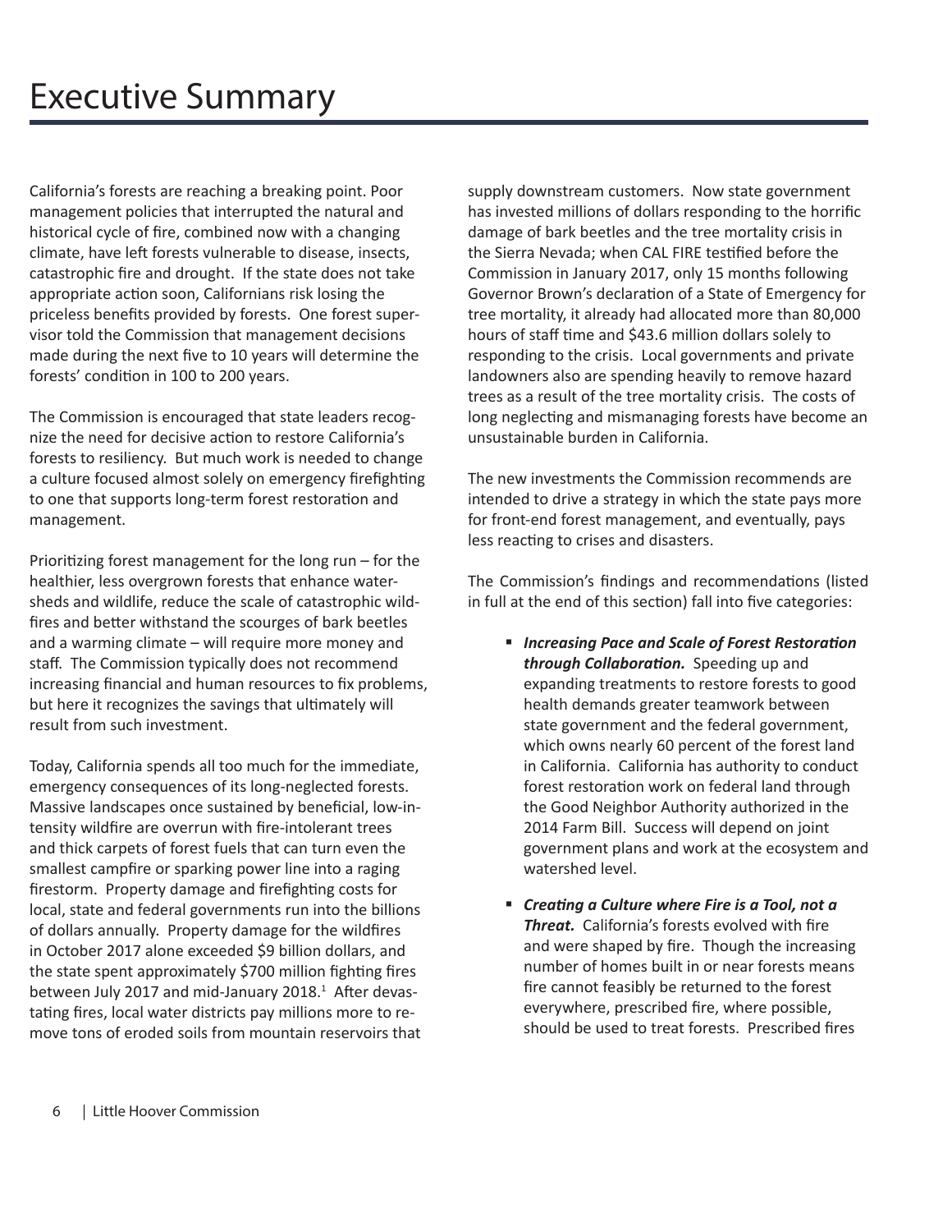# Executive Summary

California's forests are reaching a breaking point. Poor management policies that interrupted the natural and historical cycle of fire, combined now with a changing climate, have left forests vulnerable to disease, insects, catastrophic fire and drought. If the state does not take appropriate action soon, Californians risk losing the priceless benefits provided by forests. One forest supervisor told the Commission that management decisions made during the next five to 10 years will determine the forests' condition in 100 to 200 years.

The Commission is encouraged that state leaders recognize the need for decisive action to restore California's forests to resiliency. But much work is needed to change a culture focused almost solely on emergency firefighting to one that supports long-term forest restoration and management.

Prioritizing forest management for the long run – for the healthier, less overgrown forests that enhance watersheds and wildlife, reduce the scale of catastrophic wildfires and better withstand the scourges of bark beetles and a warming climate – will require more money and staff. The Commission typically does not recommend increasing financial and human resources to fix problems, but here it recognizes the savings that ultimately will result from such investment.

Today, California spends all too much for the immediate, emergency consequences of its long-neglected forests. Massive landscapes once sustained by beneficial, low-intensity wildfire are overrun with fire-intolerant trees and thick carpets of forest fuels that can turn even the smallest campfire or sparking power line into a raging firestorm. Property damage and firefighting costs for local, state and federal governments run into the billions of dollars annually. Property damage for the wildfires in October 2017 alone exceeded $9 billion dollars, and the state spent approximately $700 million fighting fires between July 2017 and mid-January 2018.[1] After devastating fires, local water districts pay millions more to remove tons of eroded soils from mountain reservoirs that supply downstream customers. Now state government has invested millions of dollars responding to the horrific damage of bark beetles and the tree mortality crisis in the Sierra Nevada; when CAL FIRE testified before the Commission in January 2017, only 15 months following Governor Brown's declaration of a State of Emergency for tree mortality, it already had allocated more than 80,000 hours of staff time and $43.6 million dollars solely to responding to the crisis. Local governments and private landowners also are spending heavily to remove hazard trees as a result of the tree mortality crisis. The costs of long neglecting and mismanaging forests have become an unsustainable burden in California.

The new investments the Commission recommends are intended to drive a strategy in which the state pays more for front-end forest management, and eventually, pays less reacting to crises and disasters.

The Commission's findings and recommendations (listed in full at the end of this section) fall into five categories:

- ***Increasing Pace and Scale of Forest Restoration through Collaboration.*** Speeding up and expanding treatments to restore forests to good health demands greater teamwork between state government and the federal government, which owns nearly 60 percent of the forest land in California. California has authority to conduct forest restoration work on federal land through the Good Neighbor Authority authorized in the 2014 Farm Bill. Success will depend on joint government plans and work at the ecosystem and watershed level.
- ***Creating a Culture where Fire is a Tool, not a Threat.*** California's forests evolved with fire and were shaped by fire. Though the increasing number of homes built in or near forests means fire cannot feasibly be returned to the forest everywhere, prescribed fire, where possible, should be used to treat forests. Prescribed fires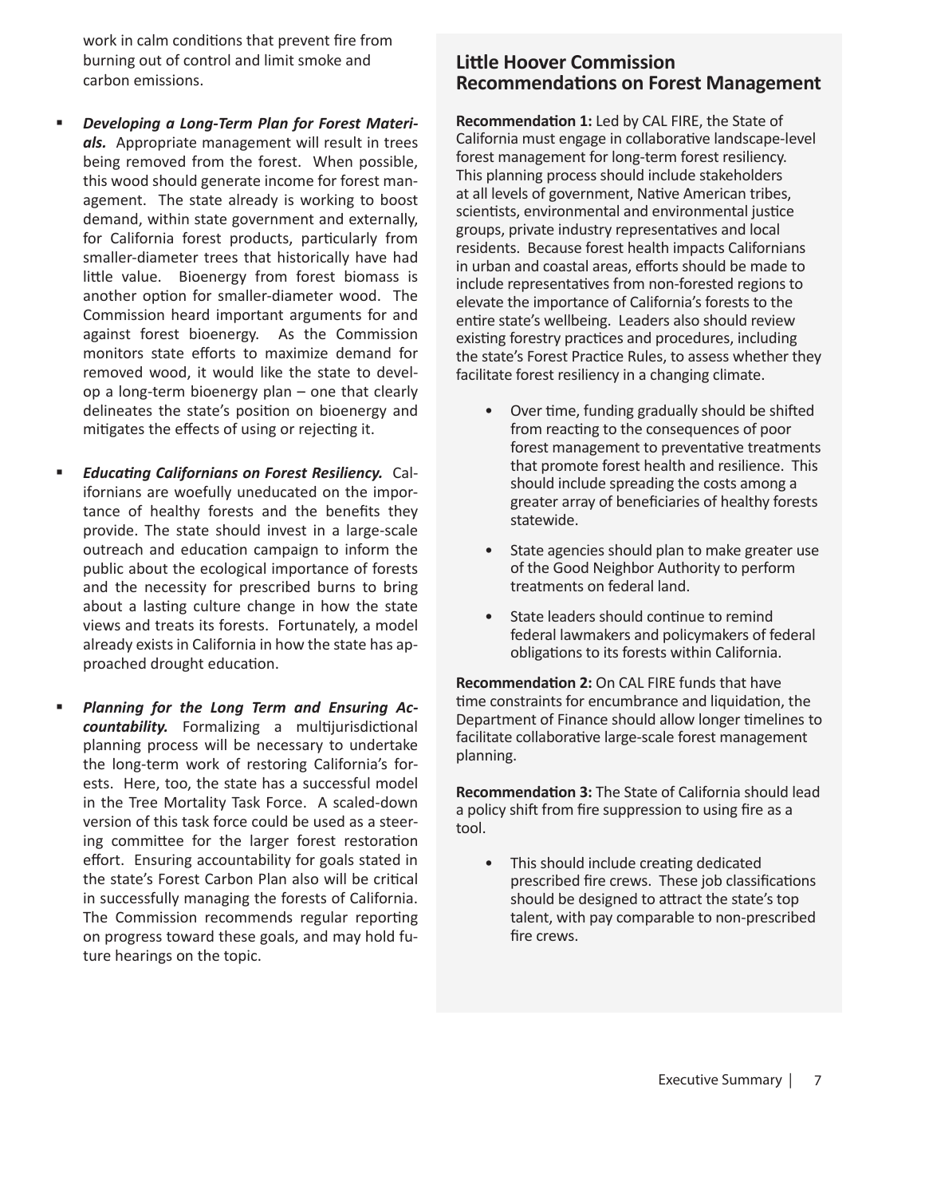work in calm conditions that prevent fire from burning out of control and limit smoke and carbon emissions.

- ***Developing a Long-Term Plan for Forest Materials.*** Appropriate management will result in trees being removed from the forest. When possible, this wood should generate income for forest management. The state already is working to boost demand, within state government and externally, for California forest products, particularly from smaller-diameter trees that historically have had little value. Bioenergy from forest biomass is another option for smaller-diameter wood. The Commission heard important arguments for and against forest bioenergy. As the Commission monitors state efforts to maximize demand for removed wood, it would like the state to develop a long-term bioenergy plan – one that clearly delineates the state's position on bioenergy and mitigates the effects of using or rejecting it.

- ***Educating Californians on Forest Resiliency.*** Californians are woefully uneducated on the importance of healthy forests and the benefits they provide. The state should invest in a large-scale outreach and education campaign to inform the public about the ecological importance of forests and the necessity for prescribed burns to bring about a lasting culture change in how the state views and treats its forests. Fortunately, a model already exists in California in how the state has approached drought education.

- ***Planning for the Long Term and Ensuring Accountability.*** Formalizing a multijurisdictional planning process will be necessary to undertake the long-term work of restoring California's forests. Here, too, the state has a successful model in the Tree Mortality Task Force. A scaled-down version of this task force could be used as a steering committee for the larger forest restoration effort. Ensuring accountability for goals stated in the state's Forest Carbon Plan also will be critical in successfully managing the forests of California. The Commission recommends regular reporting on progress toward these goals, and may hold future hearings on the topic.

## Little Hoover Commission Recommendations on Forest Management

**Recommendation 1:** Led by CAL FIRE, the State of California must engage in collaborative landscape-level forest management for long-term forest resiliency. This planning process should include stakeholders at all levels of government, Native American tribes, scientists, environmental and environmental justice groups, private industry representatives and local residents. Because forest health impacts Californians in urban and coastal areas, efforts should be made to include representatives from non-forested regions to elevate the importance of California's forests to the entire state's wellbeing. Leaders also should review existing forestry practices and procedures, including the state's Forest Practice Rules, to assess whether they facilitate forest resiliency in a changing climate.

- Over time, funding gradually should be shifted from reacting to the consequences of poor forest management to preventative treatments that promote forest health and resilience. This should include spreading the costs among a greater array of beneficiaries of healthy forests statewide.
- State agencies should plan to make greater use of the Good Neighbor Authority to perform treatments on federal land.
- State leaders should continue to remind federal lawmakers and policymakers of federal obligations to its forests within California.

**Recommendation 2:** On CAL FIRE funds that have time constraints for encumbrance and liquidation, the Department of Finance should allow longer timelines to facilitate collaborative large-scale forest management planning.

**Recommendation 3:** The State of California should lead a policy shift from fire suppression to using fire as a tool.

- This should include creating dedicated prescribed fire crews. These job classifications should be designed to attract the state's top talent, with pay comparable to non-prescribed fire crews.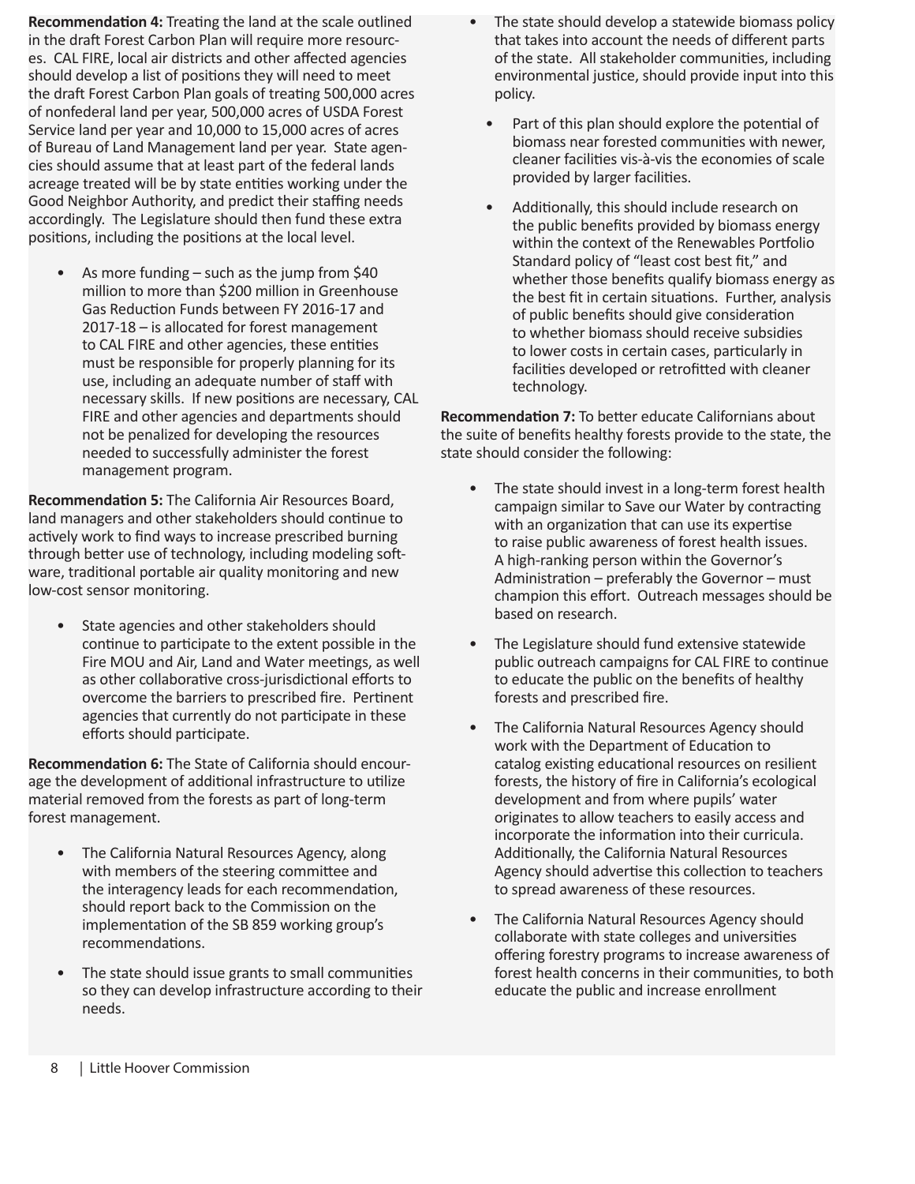**Recommendation 4:** Treating the land at the scale outlined in the draft Forest Carbon Plan will require more resources. CAL FIRE, local air districts and other affected agencies should develop a list of positions they will need to meet the draft Forest Carbon Plan goals of treating 500,000 acres of nonfederal land per year, 500,000 acres of USDA Forest Service land per year and 10,000 to 15,000 acres of acres of Bureau of Land Management land per year. State agencies should assume that at least part of the federal lands acreage treated will be by state entities working under the Good Neighbor Authority, and predict their staffing needs accordingly. The Legislature should then fund these extra positions, including the positions at the local level.

- As more funding – such as the jump from $40 million to more than $200 million in Greenhouse Gas Reduction Funds between FY 2016-17 and 2017-18 – is allocated for forest management to CAL FIRE and other agencies, these entities must be responsible for properly planning for its use, including an adequate number of staff with necessary skills. If new positions are necessary, CAL FIRE and other agencies and departments should not be penalized for developing the resources needed to successfully administer the forest management program.

**Recommendation 5:** The California Air Resources Board, land managers and other stakeholders should continue to actively work to find ways to increase prescribed burning through better use of technology, including modeling software, traditional portable air quality monitoring and new low-cost sensor monitoring.

- State agencies and other stakeholders should continue to participate to the extent possible in the Fire MOU and Air, Land and Water meetings, as well as other collaborative cross-jurisdictional efforts to overcome the barriers to prescribed fire. Pertinent agencies that currently do not participate in these efforts should participate.

**Recommendation 6:** The State of California should encourage the development of additional infrastructure to utilize material removed from the forests as part of long-term forest management.

- The California Natural Resources Agency, along with members of the steering committee and the interagency leads for each recommendation, should report back to the Commission on the implementation of the SB 859 working group's recommendations.
- The state should issue grants to small communities so they can develop infrastructure according to their needs.
- The state should develop a statewide biomass policy that takes into account the needs of different parts of the state. All stakeholder communities, including environmental justice, should provide input into this policy.
  - Part of this plan should explore the potential of biomass near forested communities with newer, cleaner facilities vis-à-vis the economies of scale provided by larger facilities.
  - Additionally, this should include research on the public benefits provided by biomass energy within the context of the Renewables Portfolio Standard policy of "least cost best fit," and whether those benefits qualify biomass energy as the best fit in certain situations. Further, analysis of public benefits should give consideration to whether biomass should receive subsidies to lower costs in certain cases, particularly in facilities developed or retrofitted with cleaner technology.

**Recommendation 7:** To better educate Californians about the suite of benefits healthy forests provide to the state, the state should consider the following:

- The state should invest in a long-term forest health campaign similar to Save our Water by contracting with an organization that can use its expertise to raise public awareness of forest health issues. A high-ranking person within the Governor's Administration – preferably the Governor – must champion this effort. Outreach messages should be based on research.
- The Legislature should fund extensive statewide public outreach campaigns for CAL FIRE to continue to educate the public on the benefits of healthy forests and prescribed fire.
- The California Natural Resources Agency should work with the Department of Education to catalog existing educational resources on resilient forests, the history of fire in California's ecological development and from where pupils' water originates to allow teachers to easily access and incorporate the information into their curricula. Additionally, the California Natural Resources Agency should advertise this collection to teachers to spread awareness of these resources.
- The California Natural Resources Agency should collaborate with state colleges and universities offering forestry programs to increase awareness of forest health concerns in their communities, to both educate the public and increase enrollment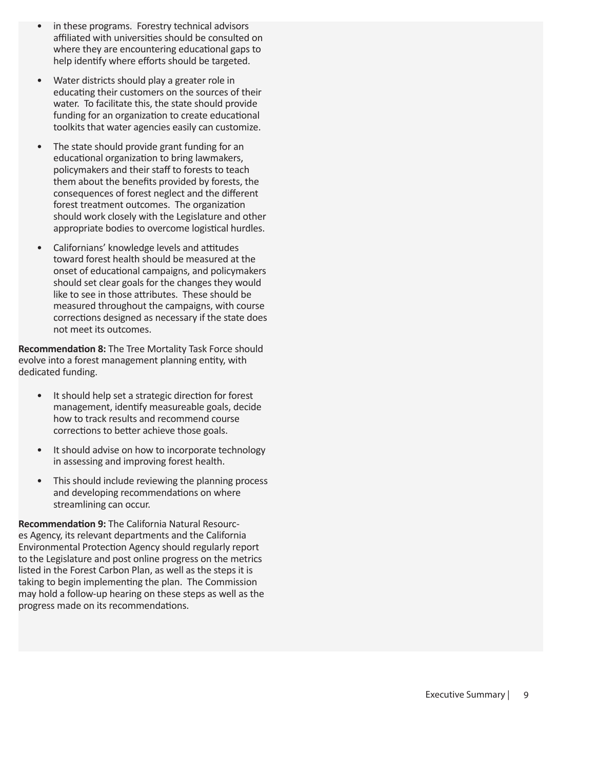- in these programs. Forestry technical advisors affiliated with universities should be consulted on where they are encountering educational gaps to help identify where efforts should be targeted.

- Water districts should play a greater role in educating their customers on the sources of their water. To facilitate this, the state should provide funding for an organization to create educational toolkits that water agencies easily can customize.

- The state should provide grant funding for an educational organization to bring lawmakers, policymakers and their staff to forests to teach them about the benefits provided by forests, the consequences of forest neglect and the different forest treatment outcomes. The organization should work closely with the Legislature and other appropriate bodies to overcome logistical hurdles.

- Californians' knowledge levels and attitudes toward forest health should be measured at the onset of educational campaigns, and policymakers should set clear goals for the changes they would like to see in those attributes. These should be measured throughout the campaigns, with course corrections designed as necessary if the state does not meet its outcomes.

**Recommendation 8:** The Tree Mortality Task Force should evolve into a forest management planning entity, with dedicated funding.

- It should help set a strategic direction for forest management, identify measureable goals, decide how to track results and recommend course corrections to better achieve those goals.

- It should advise on how to incorporate technology in assessing and improving forest health.

- This should include reviewing the planning process and developing recommendations on where streamlining can occur.

**Recommendation 9:** The California Natural Resources Agency, its relevant departments and the California Environmental Protection Agency should regularly report to the Legislature and post online progress on the metrics listed in the Forest Carbon Plan, as well as the steps it is taking to begin implementing the plan. The Commission may hold a follow-up hearing on these steps as well as the progress made on its recommendations.